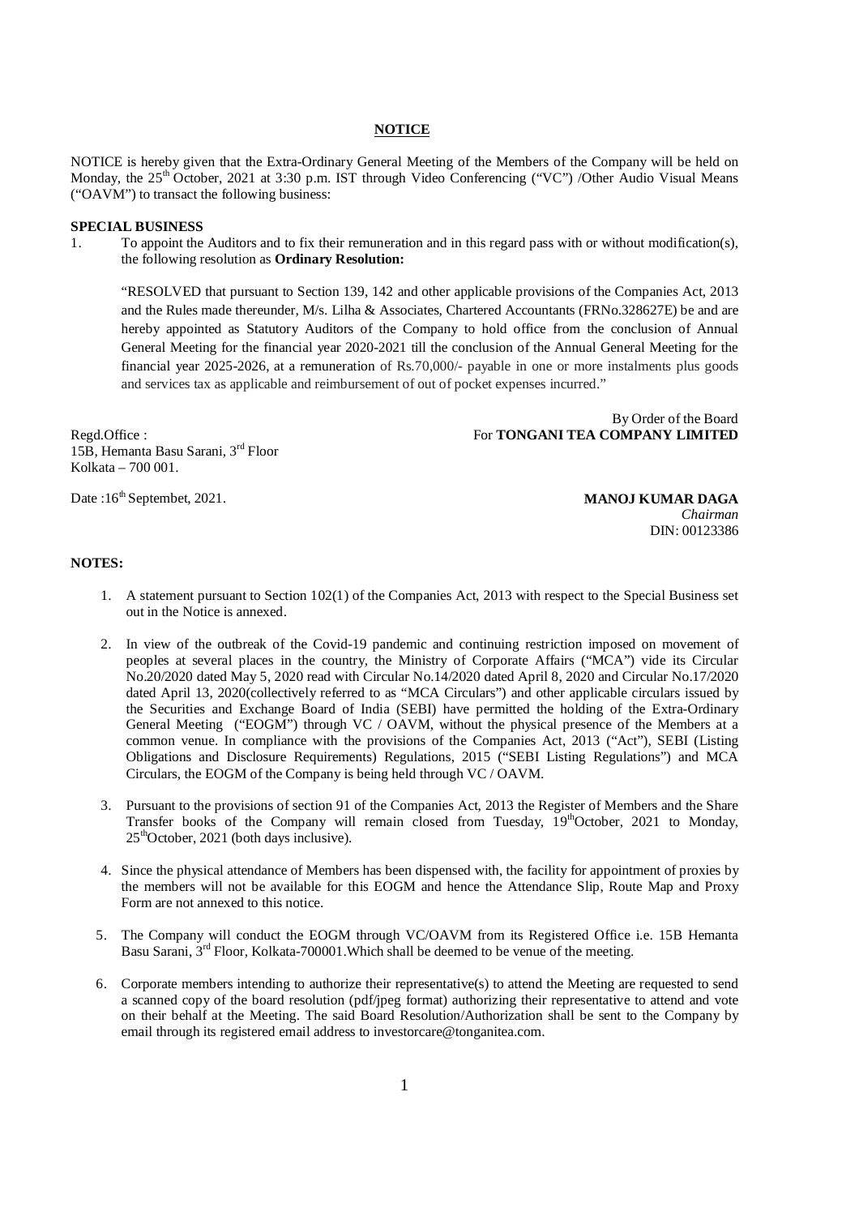# NOTICE

NOTICE is hereby given that the Extra-Ordinary General Meeting of the Members of the Company will be held on Monday, the 25th October, 2021 at 3:30 p.m. IST through Video Conferencing ("VC") /Other Audio Visual Means ("OAVM") to transact the following business:

## SPECIAL BUSINESS

1. To appoint the Auditors and to fix their remuneration and in this regard pass with or without modification(s), the following resolution as **Ordinary Resolution:**

   "RESOLVED that pursuant to Section 139, 142 and other applicable provisions of the Companies Act, 2013 and the Rules made thereunder, M/s. Lilha & Associates, Chartered Accountants (FRNo.328627E) be and are hereby appointed as Statutory Auditors of the Company to hold office from the conclusion of Annual General Meeting for the financial year 2020-2021 till the conclusion of the Annual General Meeting for the financial year 2025-2026, at a remuneration of Rs.70,000/- payable in one or more instalments plus goods and services tax as applicable and reimbursement of out of pocket expenses incurred."

By Order of the Board
For **TONGANI TEA COMPANY LIMITED**

Regd.Office :
15B, Hemanta Basu Sarani, 3rd Floor
Kolkata – 700 001.

Date :16th Septembet, 2021.

**MANOJ KUMAR DAGA**
*Chairman*
DIN: 00123386

## NOTES:

1. A statement pursuant to Section 102(1) of the Companies Act, 2013 with respect to the Special Business set out in the Notice is annexed.

2. In view of the outbreak of the Covid-19 pandemic and continuing restriction imposed on movement of peoples at several places in the country, the Ministry of Corporate Affairs ("MCA") vide its Circular No.20/2020 dated May 5, 2020 read with Circular No.14/2020 dated April 8, 2020 and Circular No.17/2020 dated April 13, 2020(collectively referred to as "MCA Circulars") and other applicable circulars issued by the Securities and Exchange Board of India (SEBI) have permitted the holding of the Extra-Ordinary General Meeting ("EOGM") through VC / OAVM, without the physical presence of the Members at a common venue. In compliance with the provisions of the Companies Act, 2013 ("Act"), SEBI (Listing Obligations and Disclosure Requirements) Regulations, 2015 ("SEBI Listing Regulations") and MCA Circulars, the EOGM of the Company is being held through VC / OAVM.

3. Pursuant to the provisions of section 91 of the Companies Act, 2013 the Register of Members and the Share Transfer books of the Company will remain closed from Tuesday, 19thOctober, 2021 to Monday, 25thOctober, 2021 (both days inclusive).

4. Since the physical attendance of Members has been dispensed with, the facility for appointment of proxies by the members will not be available for this EOGM and hence the Attendance Slip, Route Map and Proxy Form are not annexed to this notice.

5. The Company will conduct the EOGM through VC/OAVM from its Registered Office i.e. 15B Hemanta Basu Sarani, 3rd Floor, Kolkata-700001.Which shall be deemed to be venue of the meeting.

6. Corporate members intending to authorize their representative(s) to attend the Meeting are requested to send a scanned copy of the board resolution (pdf/jpeg format) authorizing their representative to attend and vote on their behalf at the Meeting. The said Board Resolution/Authorization shall be sent to the Company by email through its registered email address to investorcare@tonganitea.com.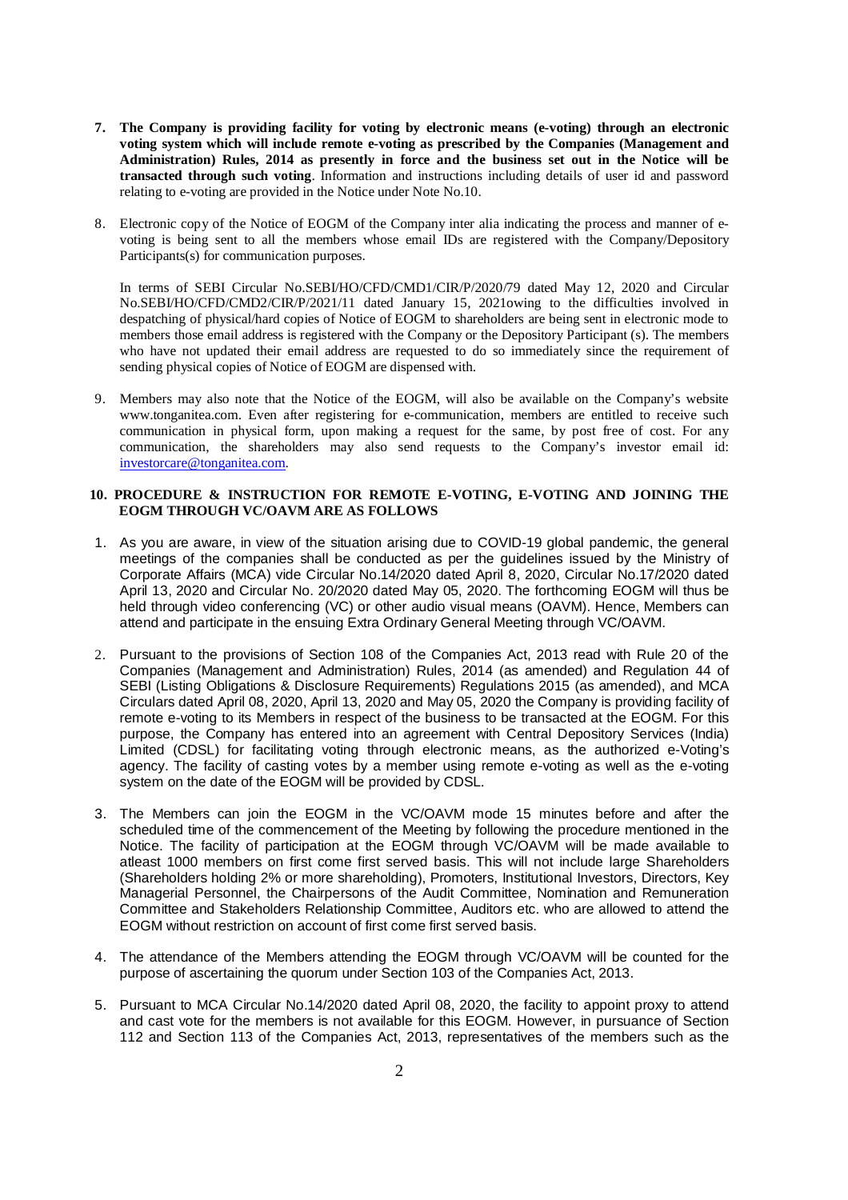7. **The Company is providing facility for voting by electronic means (e-voting) through an electronic voting system which will include remote e-voting as prescribed by the Companies (Management and Administration) Rules, 2014 as presently in force and the business set out in the Notice will be transacted through such voting**. Information and instructions including details of user id and password relating to e-voting are provided in the Notice under Note No.10.

8. Electronic copy of the Notice of EOGM of the Company inter alia indicating the process and manner of e-voting is being sent to all the members whose email IDs are registered with the Company/Depository Participants(s) for communication purposes.

   In terms of SEBI Circular No.SEBI/HO/CFD/CMD1/CIR/P/2020/79 dated May 12, 2020 and Circular No.SEBI/HO/CFD/CMD2/CIR/P/2021/11 dated January 15, 2021owing to the difficulties involved in despatching of physical/hard copies of Notice of EOGM to shareholders are being sent in electronic mode to members those email address is registered with the Company or the Depository Participant (s). The members who have not updated their email address are requested to do so immediately since the requirement of sending physical copies of Notice of EOGM are dispensed with.

9. Members may also note that the Notice of the EOGM, will also be available on the Company's website www.tonganitea.com. Even after registering for e-communication, members are entitled to receive such communication in physical form, upon making a request for the same, by post free of cost. For any communication, the shareholders may also send requests to the Company's investor email id: investorcare@tonganitea.com.

**10. PROCEDURE & INSTRUCTION FOR REMOTE E-VOTING, E-VOTING AND JOINING THE EOGM THROUGH VC/OAVM ARE AS FOLLOWS**

1. As you are aware, in view of the situation arising due to COVID-19 global pandemic, the general meetings of the companies shall be conducted as per the guidelines issued by the Ministry of Corporate Affairs (MCA) vide Circular No.14/2020 dated April 8, 2020, Circular No.17/2020 dated April 13, 2020 and Circular No. 20/2020 dated May 05, 2020. The forthcoming EOGM will thus be held through video conferencing (VC) or other audio visual means (OAVM). Hence, Members can attend and participate in the ensuing Extra Ordinary General Meeting through VC/OAVM.

2. Pursuant to the provisions of Section 108 of the Companies Act, 2013 read with Rule 20 of the Companies (Management and Administration) Rules, 2014 (as amended) and Regulation 44 of SEBI (Listing Obligations & Disclosure Requirements) Regulations 2015 (as amended), and MCA Circulars dated April 08, 2020, April 13, 2020 and May 05, 2020 the Company is providing facility of remote e-voting to its Members in respect of the business to be transacted at the EOGM. For this purpose, the Company has entered into an agreement with Central Depository Services (India) Limited (CDSL) for facilitating voting through electronic means, as the authorized e-Voting's agency. The facility of casting votes by a member using remote e-voting as well as the e-voting system on the date of the EOGM will be provided by CDSL.

3. The Members can join the EOGM in the VC/OAVM mode 15 minutes before and after the scheduled time of the commencement of the Meeting by following the procedure mentioned in the Notice. The facility of participation at the EOGM through VC/OAVM will be made available to atleast 1000 members on first come first served basis. This will not include large Shareholders (Shareholders holding 2% or more shareholding), Promoters, Institutional Investors, Directors, Key Managerial Personnel, the Chairpersons of the Audit Committee, Nomination and Remuneration Committee and Stakeholders Relationship Committee, Auditors etc. who are allowed to attend the EOGM without restriction on account of first come first served basis.

4. The attendance of the Members attending the EOGM through VC/OAVM will be counted for the purpose of ascertaining the quorum under Section 103 of the Companies Act, 2013.

5. Pursuant to MCA Circular No.14/2020 dated April 08, 2020, the facility to appoint proxy to attend and cast vote for the members is not available for this EOGM. However, in pursuance of Section 112 and Section 113 of the Companies Act, 2013, representatives of the members such as the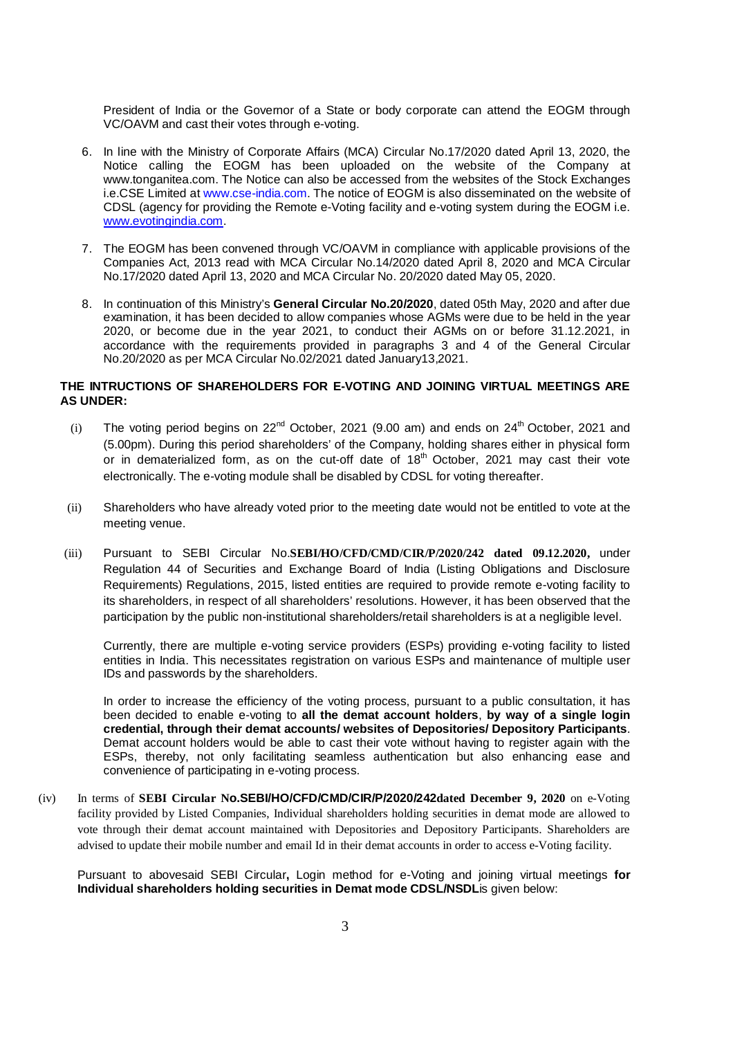President of India or the Governor of a State or body corporate can attend the EOGM through VC/OAVM and cast their votes through e-voting.

6. In line with the Ministry of Corporate Affairs (MCA) Circular No.17/2020 dated April 13, 2020, the Notice calling the EOGM has been uploaded on the website of the Company at www.tonganitea.com. The Notice can also be accessed from the websites of the Stock Exchanges i.e.CSE Limited at www.cse-india.com. The notice of EOGM is also disseminated on the website of CDSL (agency for providing the Remote e-Voting facility and e-voting system during the EOGM i.e. www.evotingindia.com.

7. The EOGM has been convened through VC/OAVM in compliance with applicable provisions of the Companies Act, 2013 read with MCA Circular No.14/2020 dated April 8, 2020 and MCA Circular No.17/2020 dated April 13, 2020 and MCA Circular No. 20/2020 dated May 05, 2020.

8. In continuation of this Ministry's **General Circular No.20/2020**, dated 05th May, 2020 and after due examination, it has been decided to allow companies whose AGMs were due to be held in the year 2020, or become due in the year 2021, to conduct their AGMs on or before 31.12.2021, in accordance with the requirements provided in paragraphs 3 and 4 of the General Circular No.20/2020 as per MCA Circular No.02/2021 dated January13,2021.

**THE INTRUCTIONS OF SHAREHOLDERS FOR E-VOTING AND JOINING VIRTUAL MEETINGS ARE AS UNDER:**

(i) The voting period begins on 22nd October, 2021 (9.00 am) and ends on 24th October, 2021 and (5.00pm). During this period shareholders' of the Company, holding shares either in physical form or in dematerialized form, as on the cut-off date of 18th October, 2021 may cast their vote electronically. The e-voting module shall be disabled by CDSL for voting thereafter.

(ii) Shareholders who have already voted prior to the meeting date would not be entitled to vote at the meeting venue.

(iii) Pursuant to SEBI Circular No.**SEBI/HO/CFD/CMD/CIR/P/2020/242 dated 09.12.2020,** under Regulation 44 of Securities and Exchange Board of India (Listing Obligations and Disclosure Requirements) Regulations, 2015, listed entities are required to provide remote e-voting facility to its shareholders, in respect of all shareholders' resolutions. However, it has been observed that the participation by the public non-institutional shareholders/retail shareholders is at a negligible level.

Currently, there are multiple e-voting service providers (ESPs) providing e-voting facility to listed entities in India. This necessitates registration on various ESPs and maintenance of multiple user IDs and passwords by the shareholders.

In order to increase the efficiency of the voting process, pursuant to a public consultation, it has been decided to enable e-voting to **all the demat account holders**, **by way of a single login credential, through their demat accounts/ websites of Depositories/ Depository Participants**. Demat account holders would be able to cast their vote without having to register again with the ESPs, thereby, not only facilitating seamless authentication but also enhancing ease and convenience of participating in e-voting process.

(iv) In terms of **SEBI Circular No.SEBI/HO/CFD/CMD/CIR/P/2020/242dated December 9, 2020** on e-Voting facility provided by Listed Companies, Individual shareholders holding securities in demat mode are allowed to vote through their demat account maintained with Depositories and Depository Participants. Shareholders are advised to update their mobile number and email Id in their demat accounts in order to access e-Voting facility.

Pursuant to abovesaid SEBI Circular**,** Login method for e-Voting and joining virtual meetings **for Individual shareholders holding securities in Demat mode CDSL/NSDL**is given below: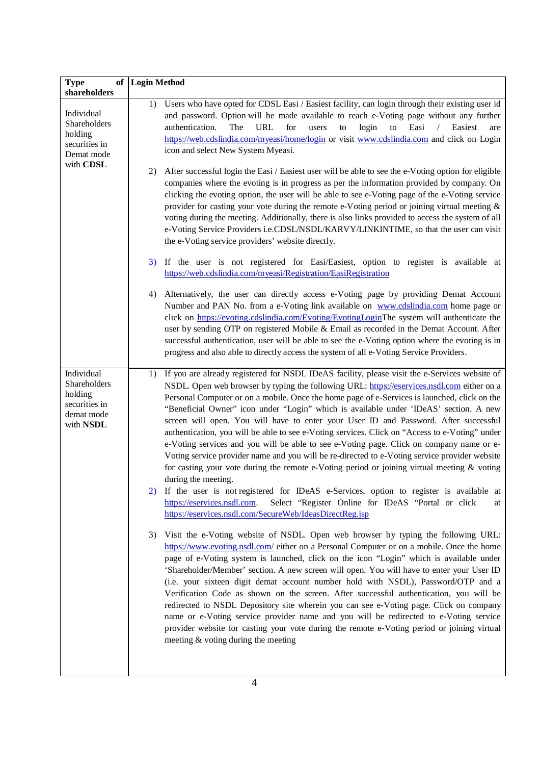| Type of shareholders | Login Method |
|---|---|
| Individual Shareholders holding securities in Demat mode with **CDSL** | 1) Users who have opted for CDSL Easi / Easiest facility, can login through their existing user id and password. Option will be made available to reach e-Voting page without any further authentication. The URL for users to login to Easi / Easiest are https://web.cdslindia.com/myeasi/home/login or visit www.cdslindia.com and click on Login icon and select New System Myeasi.<br><br>2) After successful login the Easi / Easiest user will be able to see the e-Voting option for eligible companies where the evoting is in progress as per the information provided by company. On clicking the evoting option, the user will be able to see e-Voting page of the e-Voting service provider for casting your vote during the remote e-Voting period or joining virtual meeting & voting during the meeting. Additionally, there is also links provided to access the system of all e-Voting Service Providers i.e.CDSL/NSDL/KARVY/LINKINTIME, so that the user can visit the e-Voting service providers' website directly.<br><br>3) If the user is not registered for Easi/Easiest, option to register is available at https://web.cdslindia.com/myeasi/Registration/EasiRegistration<br><br>4) Alternatively, the user can directly access e-Voting page by providing Demat Account Number and PAN No. from a e-Voting link available on www.cdslindia.com home page or click on https://evoting.cdslindia.com/Evoting/EvotingLoginThe system will authenticate the user by sending OTP on registered Mobile & Email as recorded in the Demat Account. After successful authentication, user will be able to see the e-Voting option where the evoting is in progress and also able to directly access the system of all e-Voting Service Providers. |
| Individual Shareholders holding securities in demat mode with **NSDL** | 1) If you are already registered for NSDL IDeAS facility, please visit the e-Services website of NSDL. Open web browser by typing the following URL: https://eservices.nsdl.com either on a Personal Computer or on a mobile. Once the home page of e-Services is launched, click on the "Beneficial Owner" icon under "Login" which is available under 'IDeAS' section. A new screen will open. You will have to enter your User ID and Password. After successful authentication, you will be able to see e-Voting services. Click on "Access to e-Voting" under e-Voting services and you will be able to see e-Voting page. Click on company name or e-Voting service provider name and you will be re-directed to e-Voting service provider website for casting your vote during the remote e-Voting period or joining virtual meeting & voting during the meeting.<br>2) If the user is not registered for IDeAS e-Services, option to register is available at https://eservices.nsdl.com. Select "Register Online for IDeAS "Portal or click at https://eservices.nsdl.com/SecureWeb/IdeasDirectReg.jsp<br><br>3) Visit the e-Voting website of NSDL. Open web browser by typing the following URL: https://www.evoting.nsdl.com/ either on a Personal Computer or on a mobile. Once the home page of e-Voting system is launched, click on the icon "Login" which is available under 'Shareholder/Member' section. A new screen will open. You will have to enter your User ID (i.e. your sixteen digit demat account number hold with NSDL), Password/OTP and a Verification Code as shown on the screen. After successful authentication, you will be redirected to NSDL Depository site wherein you can see e-Voting page. Click on company name or e-Voting service provider name and you will be redirected to e-Voting service provider website for casting your vote during the remote e-Voting period or joining virtual meeting & voting during the meeting |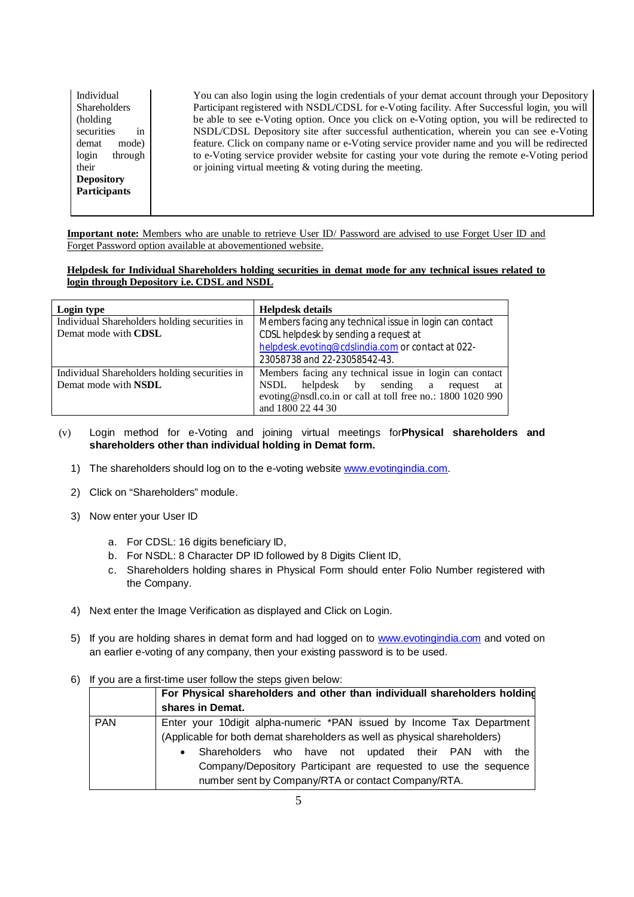| Individual Shareholders (holding securities in demat mode) login through their **Depository Participants** | You can also login using the login credentials of your demat account through your Depository Participant registered with NSDL/CDSL for e-Voting facility. After Successful login, you will be able to see e-Voting option. Once you click on e-Voting option, you will be redirected to NSDL/CDSL Depository site after successful authentication, wherein you can see e-Voting feature. Click on company name or e-Voting service provider name and you will be redirected to e-Voting service provider website for casting your vote during the remote e-Voting period or joining virtual meeting & voting during the meeting. |
|---|---|

**Important note:** Members who are unable to retrieve User ID/ Password are advised to use Forget User ID and Forget Password option available at abovementioned website.

**Helpdesk for Individual Shareholders holding securities in demat mode for any technical issues related to login through Depository i.e. CDSL and NSDL**

| Login type | Helpdesk details |
|---|---|
| Individual Shareholders holding securities in Demat mode with **CDSL** | Members facing any technical issue in login can contact CDSL helpdesk by sending a request at helpdesk.evoting@cdslindia.com or contact at 022-23058738 and 22-23058542-43. |
| Individual Shareholders holding securities in Demat mode with **NSDL** | Members facing any technical issue in login can contact NSDL helpdesk by sending a request at evoting@nsdl.co.in or call at toll free no.: 1800 1020 990 and 1800 22 44 30 |

(v) Login method for e-Voting and joining virtual meetings for**Physical shareholders and shareholders other than individual holding in Demat form.**

1) The shareholders should log on to the e-voting website www.evotingindia.com.
2) Click on "Shareholders" module.
3) Now enter your User ID
   a. For CDSL: 16 digits beneficiary ID,
   b. For NSDL: 8 Character DP ID followed by 8 Digits Client ID,
   c. Shareholders holding shares in Physical Form should enter Folio Number registered with the Company.
4) Next enter the Image Verification as displayed and Click on Login.
5) If you are holding shares in demat form and had logged on to www.evotingindia.com and voted on an earlier e-voting of any company, then your existing password is to be used.
6) If you are a first-time user follow the steps given below:

| | **For Physical shareholders and other than individuall shareholders holding shares in Demat.** |
|---|---|
| PAN | Enter your 10digit alpha-numeric *PAN issued by Income Tax Department (Applicable for both demat shareholders as well as physical shareholders)<br>• Shareholders who have not updated their PAN with the Company/Depository Participant are requested to use the sequence number sent by Company/RTA or contact Company/RTA. |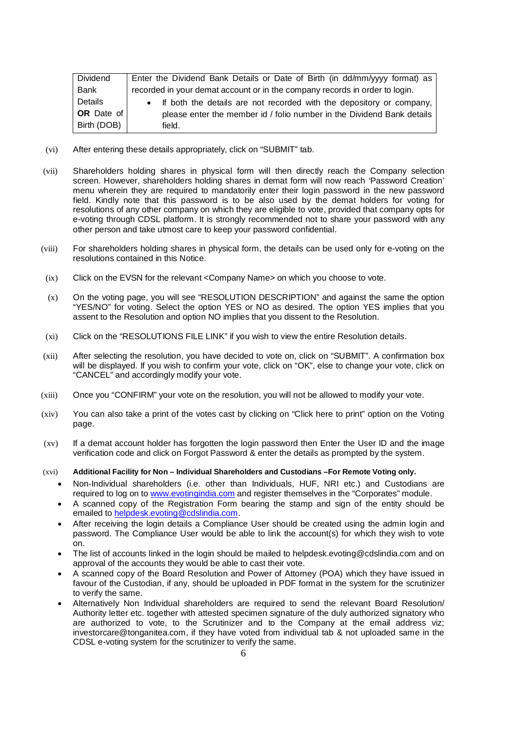| Dividend Bank Details **OR** Date of Birth (DOB) | Enter the Dividend Bank Details or Date of Birth (in dd/mm/yyyy format) as recorded in your demat account or in the company records in order to login.<br>• If both the details are not recorded with the depository or company, please enter the member id / folio number in the Dividend Bank details field. |
|---|---|

(vi) After entering these details appropriately, click on "SUBMIT" tab.

(vii) Shareholders holding shares in physical form will then directly reach the Company selection screen. However, shareholders holding shares in demat form will now reach 'Password Creation' menu wherein they are required to mandatorily enter their login password in the new password field. Kindly note that this password is to be also used by the demat holders for voting for resolutions of any other company on which they are eligible to vote, provided that company opts for e-voting through CDSL platform. It is strongly recommended not to share your password with any other person and take utmost care to keep your password confidential.

(viii) For shareholders holding shares in physical form, the details can be used only for e-voting on the resolutions contained in this Notice.

(ix) Click on the EVSN for the relevant <Company Name> on which you choose to vote.

(x) On the voting page, you will see "RESOLUTION DESCRIPTION" and against the same the option "YES/NO" for voting. Select the option YES or NO as desired. The option YES implies that you assent to the Resolution and option NO implies that you dissent to the Resolution.

(xi) Click on the "RESOLUTIONS FILE LINK" if you wish to view the entire Resolution details.

(xii) After selecting the resolution, you have decided to vote on, click on "SUBMIT". A confirmation box will be displayed. If you wish to confirm your vote, click on "OK", else to change your vote, click on "CANCEL" and accordingly modify your vote.

(xiii) Once you "CONFIRM" your vote on the resolution, you will not be allowed to modify your vote.

(xiv) You can also take a print of the votes cast by clicking on "Click here to print" option on the Voting page.

(xv) If a demat account holder has forgotten the login password then Enter the User ID and the image verification code and click on Forgot Password & enter the details as prompted by the system.

(xvi) **Additional Facility for Non – Individual Shareholders and Custodians –For Remote Voting only.**

- Non-Individual shareholders (i.e. other than Individuals, HUF, NRI etc.) and Custodians are required to log on to www.evotingindia.com and register themselves in the "Corporates" module.
- A scanned copy of the Registration Form bearing the stamp and sign of the entity should be emailed to helpdesk.evoting@cdslindia.com.
- After receiving the login details a Compliance User should be created using the admin login and password. The Compliance User would be able to link the account(s) for which they wish to vote on.
- The list of accounts linked in the login should be mailed to helpdesk.evoting@cdslindia.com and on approval of the accounts they would be able to cast their vote.
- A scanned copy of the Board Resolution and Power of Attorney (POA) which they have issued in favour of the Custodian, if any, should be uploaded in PDF format in the system for the scrutinizer to verify the same.
- Alternatively Non Individual shareholders are required to send the relevant Board Resolution/ Authority letter etc. together with attested specimen signature of the duly authorized signatory who are authorized to vote, to the Scrutinizer and to the Company at the email address viz; investorcare@tonganitea.com, if they have voted from individual tab & not uploaded same in the CDSL e-voting system for the scrutinizer to verify the same.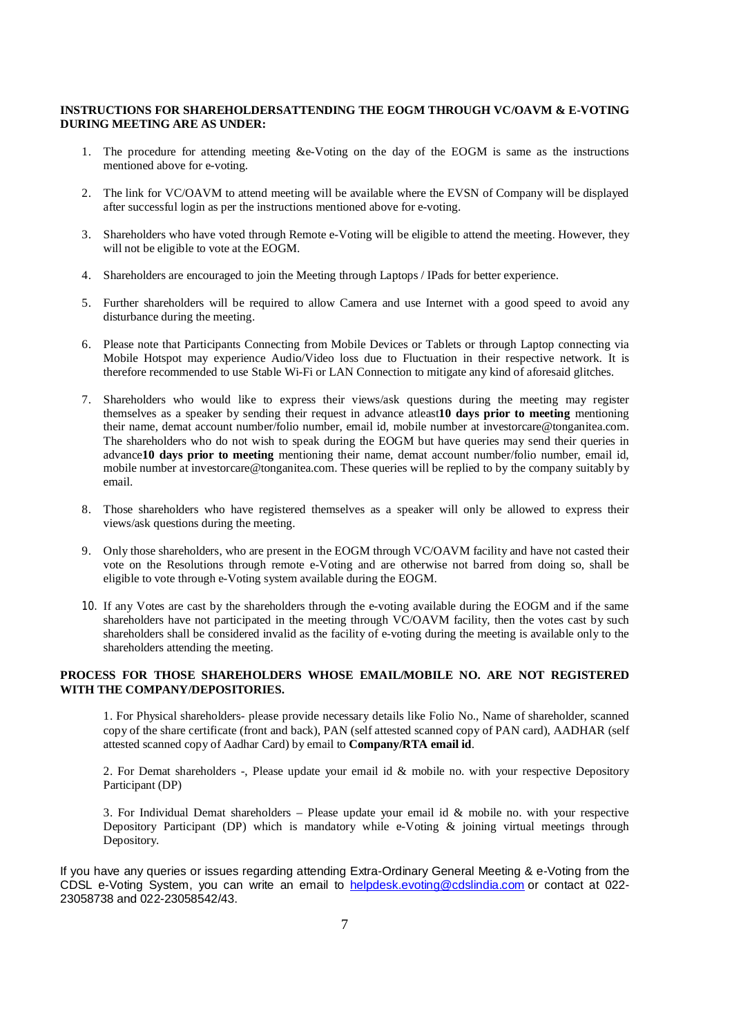**INSTRUCTIONS FOR SHAREHOLDERSATTENDING THE EOGM THROUGH VC/OAVM & E-VOTING DURING MEETING ARE AS UNDER:**

1. The procedure for attending meeting &e-Voting on the day of the EOGM is same as the instructions mentioned above for e-voting.

2. The link for VC/OAVM to attend meeting will be available where the EVSN of Company will be displayed after successful login as per the instructions mentioned above for e-voting.

3. Shareholders who have voted through Remote e-Voting will be eligible to attend the meeting. However, they will not be eligible to vote at the EOGM.

4. Shareholders are encouraged to join the Meeting through Laptops / IPads for better experience.

5. Further shareholders will be required to allow Camera and use Internet with a good speed to avoid any disturbance during the meeting.

6. Please note that Participants Connecting from Mobile Devices or Tablets or through Laptop connecting via Mobile Hotspot may experience Audio/Video loss due to Fluctuation in their respective network. It is therefore recommended to use Stable Wi-Fi or LAN Connection to mitigate any kind of aforesaid glitches.

7. Shareholders who would like to express their views/ask questions during the meeting may register themselves as a speaker by sending their request in advance atleast**10 days prior to meeting** mentioning their name, demat account number/folio number, email id, mobile number at investorcare@tonganitea.com. The shareholders who do not wish to speak during the EOGM but have queries may send their queries in advance**10 days prior to meeting** mentioning their name, demat account number/folio number, email id, mobile number at investorcare@tonganitea.com. These queries will be replied to by the company suitably by email.

8. Those shareholders who have registered themselves as a speaker will only be allowed to express their views/ask questions during the meeting.

9. Only those shareholders, who are present in the EOGM through VC/OAVM facility and have not casted their vote on the Resolutions through remote e-Voting and are otherwise not barred from doing so, shall be eligible to vote through e-Voting system available during the EOGM.

10. If any Votes are cast by the shareholders through the e-voting available during the EOGM and if the same shareholders have not participated in the meeting through VC/OAVM facility, then the votes cast by such shareholders shall be considered invalid as the facility of e-voting during the meeting is available only to the shareholders attending the meeting.

**PROCESS FOR THOSE SHAREHOLDERS WHOSE EMAIL/MOBILE NO. ARE NOT REGISTERED WITH THE COMPANY/DEPOSITORIES.**

1. For Physical shareholders- please provide necessary details like Folio No., Name of shareholder, scanned copy of the share certificate (front and back), PAN (self attested scanned copy of PAN card), AADHAR (self attested scanned copy of Aadhar Card) by email to **Company/RTA email id**.

2. For Demat shareholders -, Please update your email id & mobile no. with your respective Depository Participant (DP)

3. For Individual Demat shareholders – Please update your email id & mobile no. with your respective Depository Participant (DP) which is mandatory while e-Voting & joining virtual meetings through Depository.

If you have any queries or issues regarding attending Extra-Ordinary General Meeting & e-Voting from the CDSL e-Voting System, you can write an email to helpdesk.evoting@cdslindia.com or contact at 022-23058738 and 022-23058542/43.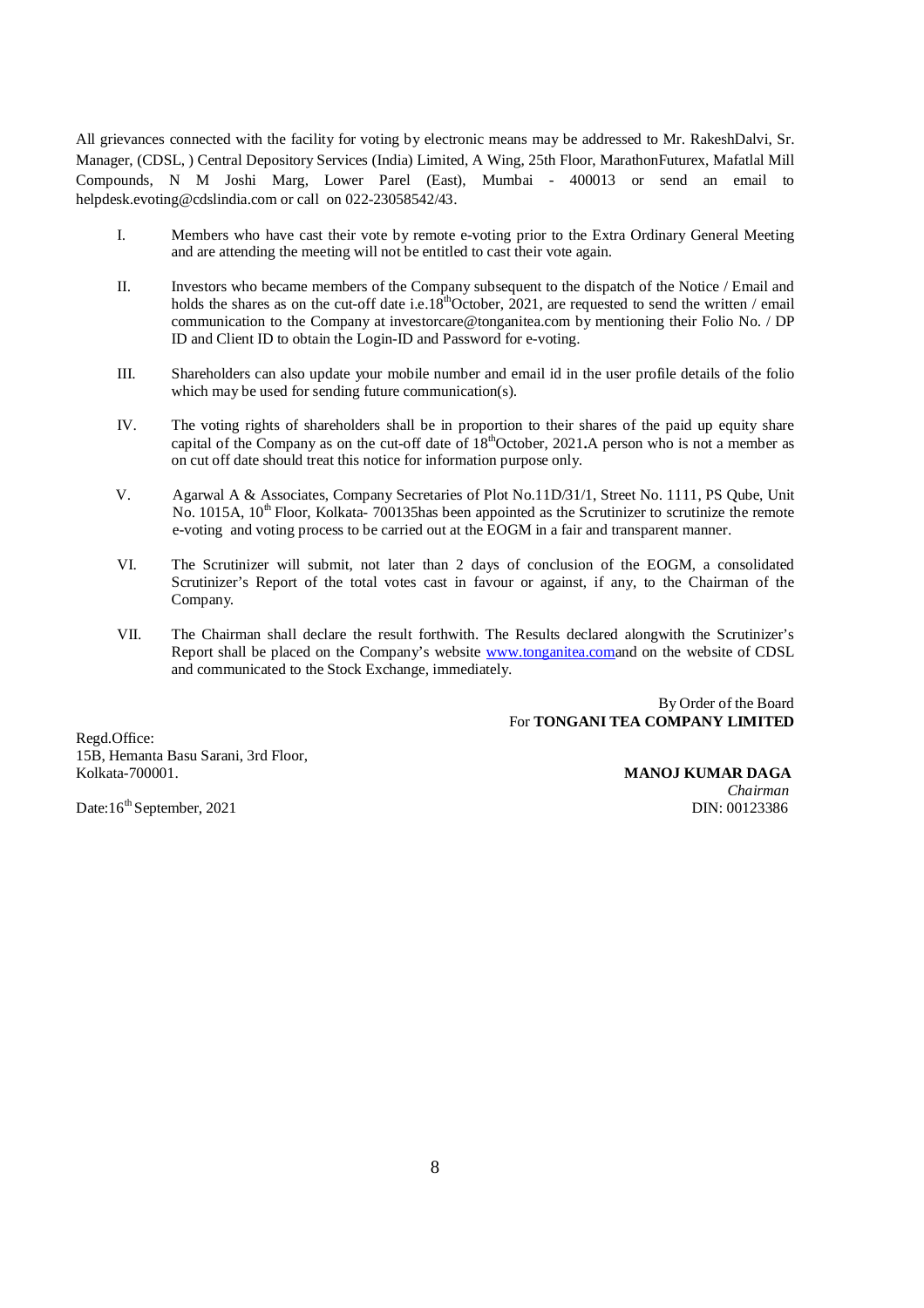All grievances connected with the facility for voting by electronic means may be addressed to Mr. RakeshDalvi, Sr. Manager, (CDSL, ) Central Depository Services (India) Limited, A Wing, 25th Floor, MarathonFuturex, Mafatlal Mill Compounds, N M Joshi Marg, Lower Parel (East), Mumbai - 400013 or send an email to helpdesk.evoting@cdslindia.com or call on 022-23058542/43.

I. Members who have cast their vote by remote e-voting prior to the Extra Ordinary General Meeting and are attending the meeting will not be entitled to cast their vote again.

II. Investors who became members of the Company subsequent to the dispatch of the Notice / Email and holds the shares as on the cut-off date i.e.18th October, 2021, are requested to send the written / email communication to the Company at investorcare@tonganitea.com by mentioning their Folio No. / DP ID and Client ID to obtain the Login-ID and Password for e-voting.

III. Shareholders can also update your mobile number and email id in the user profile details of the folio which may be used for sending future communication(s).

IV. The voting rights of shareholders shall be in proportion to their shares of the paid up equity share capital of the Company as on the cut-off date of 18th October, 2021**.**A person who is not a member as on cut off date should treat this notice for information purpose only.

V. Agarwal A & Associates, Company Secretaries of Plot No.11D/31/1, Street No. 1111, PS Qube, Unit No. 1015A, 10th Floor, Kolkata- 700135has been appointed as the Scrutinizer to scrutinize the remote e-voting and voting process to be carried out at the EOGM in a fair and transparent manner.

VI. The Scrutinizer will submit, not later than 2 days of conclusion of the EOGM, a consolidated Scrutinizer's Report of the total votes cast in favour or against, if any, to the Chairman of the Company.

VII. The Chairman shall declare the result forthwith. The Results declared alongwith the Scrutinizer's Report shall be placed on the Company's website www.tonganitea.comand on the website of CDSL and communicated to the Stock Exchange, immediately.

By Order of the Board
For **TONGANI TEA COMPANY LIMITED**

Regd.Office:
15B, Hemanta Basu Sarani, 3rd Floor,
Kolkata-700001.

**MANOJ KUMAR DAGA**
*Chairman*
DIN: 00123386

Date:16th September, 2021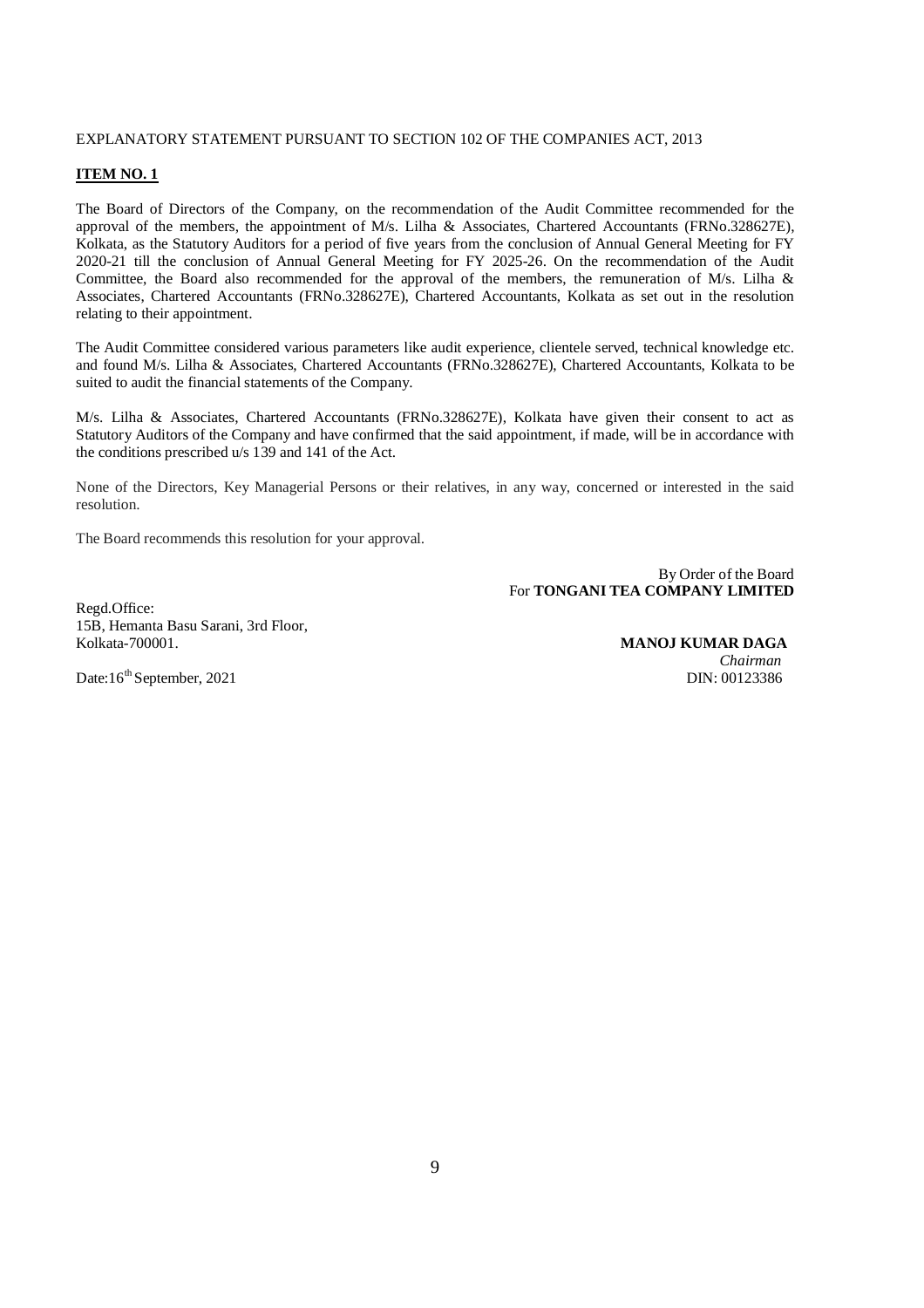EXPLANATORY STATEMENT PURSUANT TO SECTION 102 OF THE COMPANIES ACT, 2013

**ITEM NO. 1**

The Board of Directors of the Company, on the recommendation of the Audit Committee recommended for the approval of the members, the appointment of M/s. Lilha & Associates, Chartered Accountants (FRNo.328627E), Kolkata, as the Statutory Auditors for a period of five years from the conclusion of Annual General Meeting for FY 2020-21 till the conclusion of Annual General Meeting for FY 2025-26. On the recommendation of the Audit Committee, the Board also recommended for the approval of the members, the remuneration of M/s. Lilha & Associates, Chartered Accountants (FRNo.328627E), Chartered Accountants, Kolkata as set out in the resolution relating to their appointment.

The Audit Committee considered various parameters like audit experience, clientele served, technical knowledge etc. and found M/s. Lilha & Associates, Chartered Accountants (FRNo.328627E), Chartered Accountants, Kolkata to be suited to audit the financial statements of the Company.

M/s. Lilha & Associates, Chartered Accountants (FRNo.328627E), Kolkata have given their consent to act as Statutory Auditors of the Company and have confirmed that the said appointment, if made, will be in accordance with the conditions prescribed u/s 139 and 141 of the Act.

None of the Directors, Key Managerial Persons or their relatives, in any way, concerned or interested in the said resolution.

The Board recommends this resolution for your approval.

By Order of the Board
For **TONGANI TEA COMPANY LIMITED**

Regd.Office:
15B, Hemanta Basu Sarani, 3rd Floor,
Kolkata-700001.

**MANOJ KUMAR DAGA**
*Chairman*
DIN: 00123386

Date:16th September, 2021